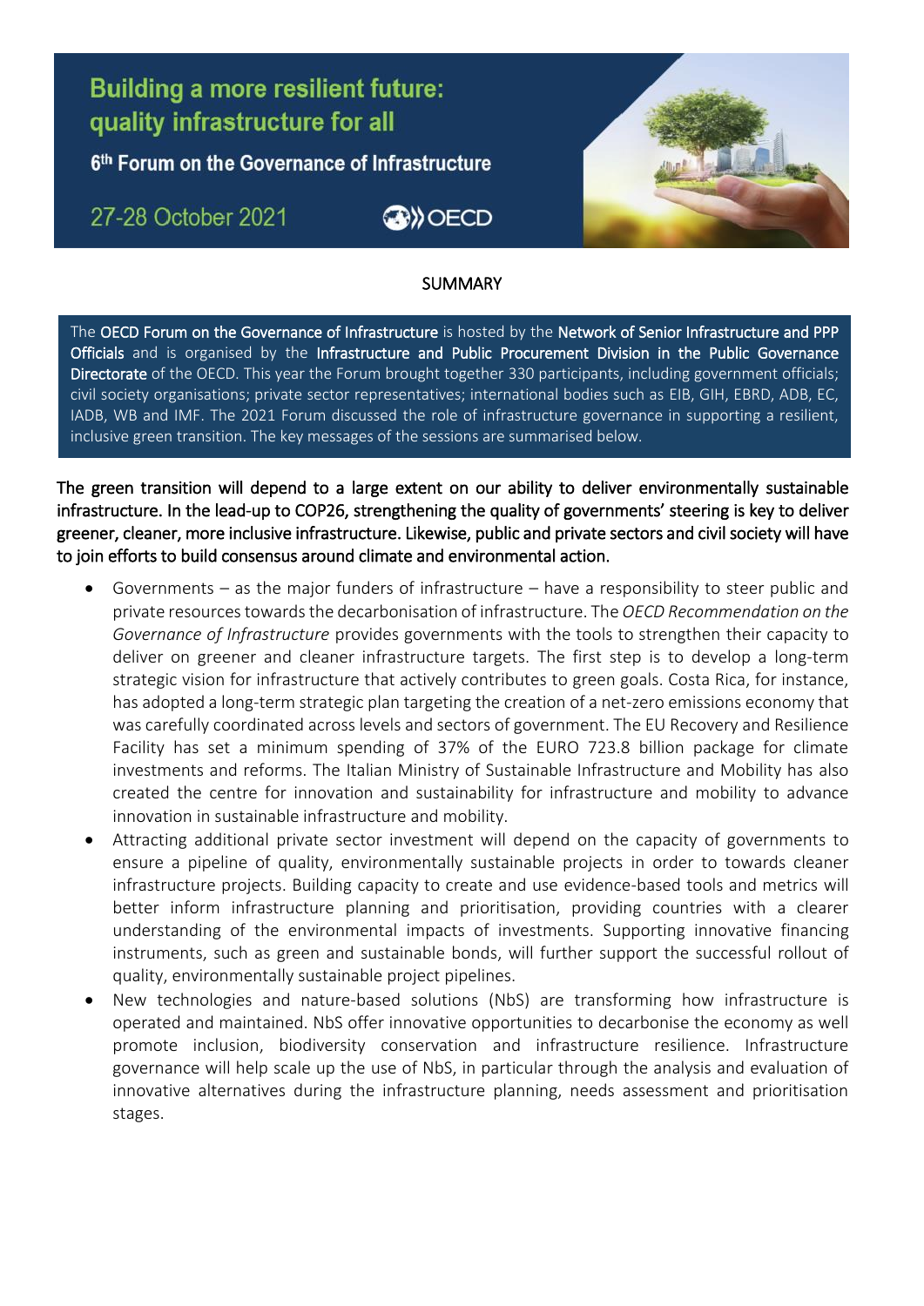# Building a more resilient future: quality infrastructure for all

## 6th Forum on the Governance of Infrastructure

27-28 October 2021

OECD

SUMMARY

The OECD Forum on the Governance of Infrastructure is hosted by the Network of Senior Infrastructure and PPP Officials and is organised by the Infrastructure and Public Procurement Division in the Public Governance Directorate of the OECD. This year the Forum brought together 330 participants, including government officials; civil society organisations; private sector representatives; international bodies such as EIB, GIH, EBRD, ADB, EC, IADB, WB and IMF. The 2021 Forum discussed the role of infrastructure governance in supporting a resilient, inclusive green transition. The key messages of the sessions are summarised below.

**The green transition will depend to a large extent on our ability to deliver environmentally sustainable infrastructure. In the lead-up to COP26, strengthening the quality of governments' steering is key to deliver greener, cleaner, more inclusive infrastructure. Likewise, public and private sectors and civil society will have to join efforts to build consensus around climate and environmental action.**

- Governments – as the major funders of infrastructure – have a responsibility to steer public and private resources towards the decarbonisation of infrastructure. The *OECD Recommendation on the Governance of Infrastructure* provides governments with the tools to strengthen their capacity to deliver on greener and cleaner infrastructure targets. The first step is to develop a long-term strategic vision for infrastructure that actively contributes to green goals. Costa Rica, for instance, has adopted a long-term strategic plan targeting the creation of a net-zero emissions economy that was carefully coordinated across levels and sectors of government. The EU Recovery and Resilience Facility has set a minimum spending of 37% of the EURO 723.8 billion package for climate investments and reforms. The Italian Ministry of Sustainable Infrastructure and Mobility has also created the centre for innovation and sustainability for infrastructure and mobility to advance innovation in sustainable infrastructure and mobility.
- Attracting additional private sector investment will depend on the capacity of governments to ensure a pipeline of quality, environmentally sustainable projects in order to towards cleaner infrastructure projects. Building capacity to create and use evidence-based tools and metrics will better inform infrastructure planning and prioritisation, providing countries with a clearer understanding of the environmental impacts of investments. Supporting innovative financing instruments, such as green and sustainable bonds, will further support the successful rollout of quality, environmentally sustainable project pipelines.
- New technologies and nature-based solutions (NbS) are transforming how infrastructure is operated and maintained. NbS offer innovative opportunities to decarbonise the economy as well promote inclusion, biodiversity conservation and infrastructure resilience. Infrastructure governance will help scale up the use of NbS, in particular through the analysis and evaluation of innovative alternatives during the infrastructure planning, needs assessment and prioritisation stages.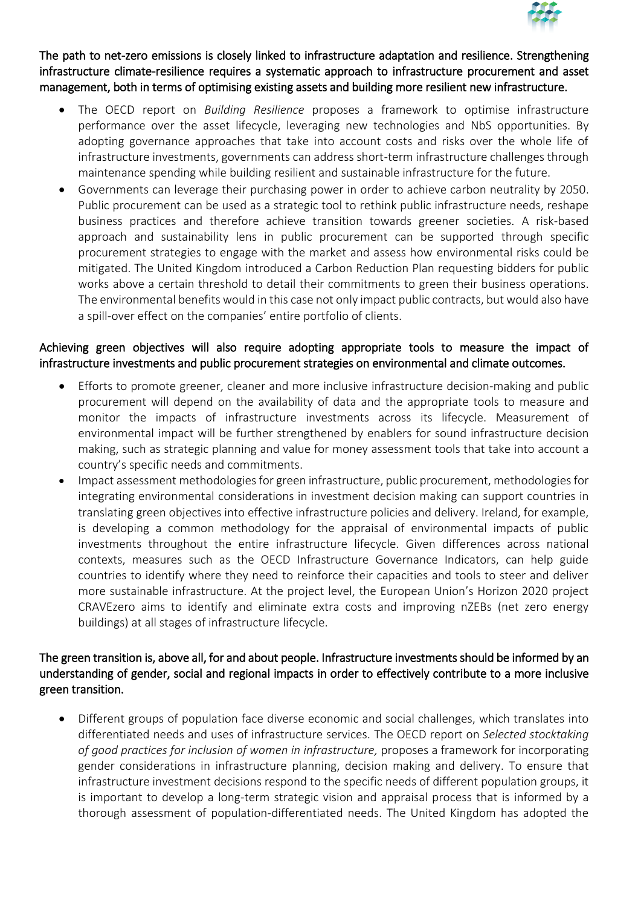**The path to net-zero emissions is closely linked to infrastructure adaptation and resilience. Strengthening infrastructure climate-resilience requires a systematic approach to infrastructure procurement and asset management, both in terms of optimising existing assets and building more resilient new infrastructure.**

- The OECD report on *Building Resilience* proposes a framework to optimise infrastructure performance over the asset lifecycle, leveraging new technologies and NbS opportunities. By adopting governance approaches that take into account costs and risks over the whole life of infrastructure investments, governments can address short-term infrastructure challenges through maintenance spending while building resilient and sustainable infrastructure for the future.
- Governments can leverage their purchasing power in order to achieve carbon neutrality by 2050. Public procurement can be used as a strategic tool to rethink public infrastructure needs, reshape business practices and therefore achieve transition towards greener societies. A risk-based approach and sustainability lens in public procurement can be supported through specific procurement strategies to engage with the market and assess how environmental risks could be mitigated. The United Kingdom introduced a Carbon Reduction Plan requesting bidders for public works above a certain threshold to detail their commitments to green their business operations. The environmental benefits would in this case not only impact public contracts, but would also have a spill-over effect on the companies' entire portfolio of clients.

**Achieving green objectives will also require adopting appropriate tools to measure the impact of infrastructure investments and public procurement strategies on environmental and climate outcomes.**

- Efforts to promote greener, cleaner and more inclusive infrastructure decision-making and public procurement will depend on the availability of data and the appropriate tools to measure and monitor the impacts of infrastructure investments across its lifecycle. Measurement of environmental impact will be further strengthened by enablers for sound infrastructure decision making, such as strategic planning and value for money assessment tools that take into account a country's specific needs and commitments.
- Impact assessment methodologies for green infrastructure, public procurement, methodologies for integrating environmental considerations in investment decision making can support countries in translating green objectives into effective infrastructure policies and delivery. Ireland, for example, is developing a common methodology for the appraisal of environmental impacts of public investments throughout the entire infrastructure lifecycle. Given differences across national contexts, measures such as the OECD Infrastructure Governance Indicators, can help guide countries to identify where they need to reinforce their capacities and tools to steer and deliver more sustainable infrastructure. At the project level, the European Union's Horizon 2020 project CRAVEzero aims to identify and eliminate extra costs and improving nZEBs (net zero energy buildings) at all stages of infrastructure lifecycle.

**The green transition is, above all, for and about people. Infrastructure investments should be informed by an understanding of gender, social and regional impacts in order to effectively contribute to a more inclusive green transition.**

- Different groups of population face diverse economic and social challenges, which translates into differentiated needs and uses of infrastructure services. The OECD report on *Selected stocktaking of good practices for inclusion of women in infrastructure,* proposes a framework for incorporating gender considerations in infrastructure planning, decision making and delivery. To ensure that infrastructure investment decisions respond to the specific needs of different population groups, it is important to develop a long-term strategic vision and appraisal process that is informed by a thorough assessment of population-differentiated needs. The United Kingdom has adopted the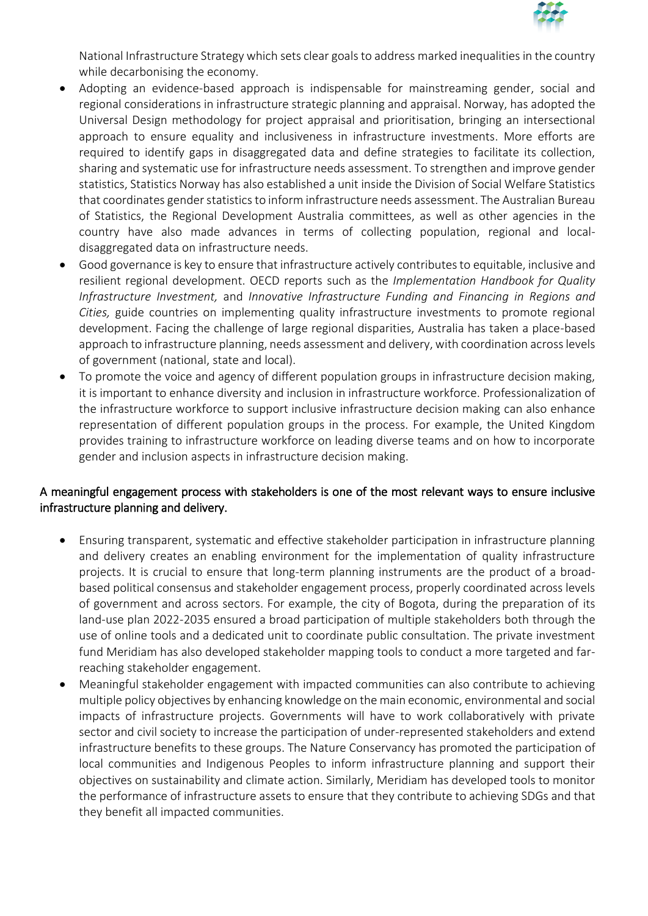National Infrastructure Strategy which sets clear goals to address marked inequalities in the country while decarbonising the economy.

- Adopting an evidence-based approach is indispensable for mainstreaming gender, social and regional considerations in infrastructure strategic planning and appraisal. Norway, has adopted the Universal Design methodology for project appraisal and prioritisation, bringing an intersectional approach to ensure equality and inclusiveness in infrastructure investments. More efforts are required to identify gaps in disaggregated data and define strategies to facilitate its collection, sharing and systematic use for infrastructure needs assessment. To strengthen and improve gender statistics, Statistics Norway has also established a unit inside the Division of Social Welfare Statistics that coordinates gender statistics to inform infrastructure needs assessment. The Australian Bureau of Statistics, the Regional Development Australia committees, as well as other agencies in the country have also made advances in terms of collecting population, regional and local-disaggregated data on infrastructure needs.
- Good governance is key to ensure that infrastructure actively contributes to equitable, inclusive and resilient regional development. OECD reports such as the *Implementation Handbook for Quality Infrastructure Investment,* and *Innovative Infrastructure Funding and Financing in Regions and Cities,* guide countries on implementing quality infrastructure investments to promote regional development. Facing the challenge of large regional disparities, Australia has taken a place-based approach to infrastructure planning, needs assessment and delivery, with coordination across levels of government (national, state and local).
- To promote the voice and agency of different population groups in infrastructure decision making, it is important to enhance diversity and inclusion in infrastructure workforce. Professionalization of the infrastructure workforce to support inclusive infrastructure decision making can also enhance representation of different population groups in the process. For example, the United Kingdom provides training to infrastructure workforce on leading diverse teams and on how to incorporate gender and inclusion aspects in infrastructure decision making.

## A meaningful engagement process with stakeholders is one of the most relevant ways to ensure inclusive infrastructure planning and delivery.

- Ensuring transparent, systematic and effective stakeholder participation in infrastructure planning and delivery creates an enabling environment for the implementation of quality infrastructure projects. It is crucial to ensure that long-term planning instruments are the product of a broad-based political consensus and stakeholder engagement process, properly coordinated across levels of government and across sectors. For example, the city of Bogota, during the preparation of its land-use plan 2022-2035 ensured a broad participation of multiple stakeholders both through the use of online tools and a dedicated unit to coordinate public consultation. The private investment fund Meridiam has also developed stakeholder mapping tools to conduct a more targeted and far-reaching stakeholder engagement.
- Meaningful stakeholder engagement with impacted communities can also contribute to achieving multiple policy objectives by enhancing knowledge on the main economic, environmental and social impacts of infrastructure projects. Governments will have to work collaboratively with private sector and civil society to increase the participation of under-represented stakeholders and extend infrastructure benefits to these groups. The Nature Conservancy has promoted the participation of local communities and Indigenous Peoples to inform infrastructure planning and support their objectives on sustainability and climate action. Similarly, Meridiam has developed tools to monitor the performance of infrastructure assets to ensure that they contribute to achieving SDGs and that they benefit all impacted communities.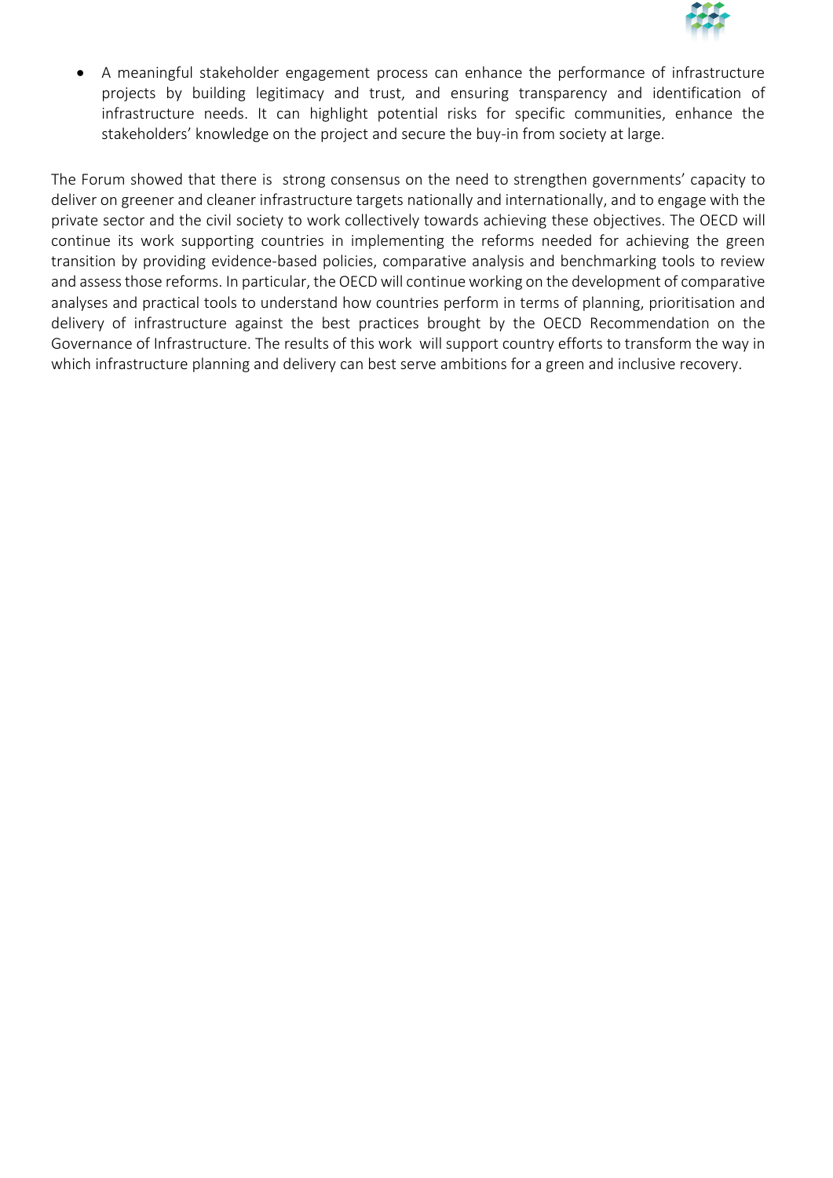- A meaningful stakeholder engagement process can enhance the performance of infrastructure projects by building legitimacy and trust, and ensuring transparency and identification of infrastructure needs. It can highlight potential risks for specific communities, enhance the stakeholders' knowledge on the project and secure the buy-in from society at large.

The Forum showed that there is strong consensus on the need to strengthen governments' capacity to deliver on greener and cleaner infrastructure targets nationally and internationally, and to engage with the private sector and the civil society to work collectively towards achieving these objectives. The OECD will continue its work supporting countries in implementing the reforms needed for achieving the green transition by providing evidence-based policies, comparative analysis and benchmarking tools to review and assess those reforms. In particular, the OECD will continue working on the development of comparative analyses and practical tools to understand how countries perform in terms of planning, prioritisation and delivery of infrastructure against the best practices brought by the OECD Recommendation on the Governance of Infrastructure. The results of this work will support country efforts to transform the way in which infrastructure planning and delivery can best serve ambitions for a green and inclusive recovery.